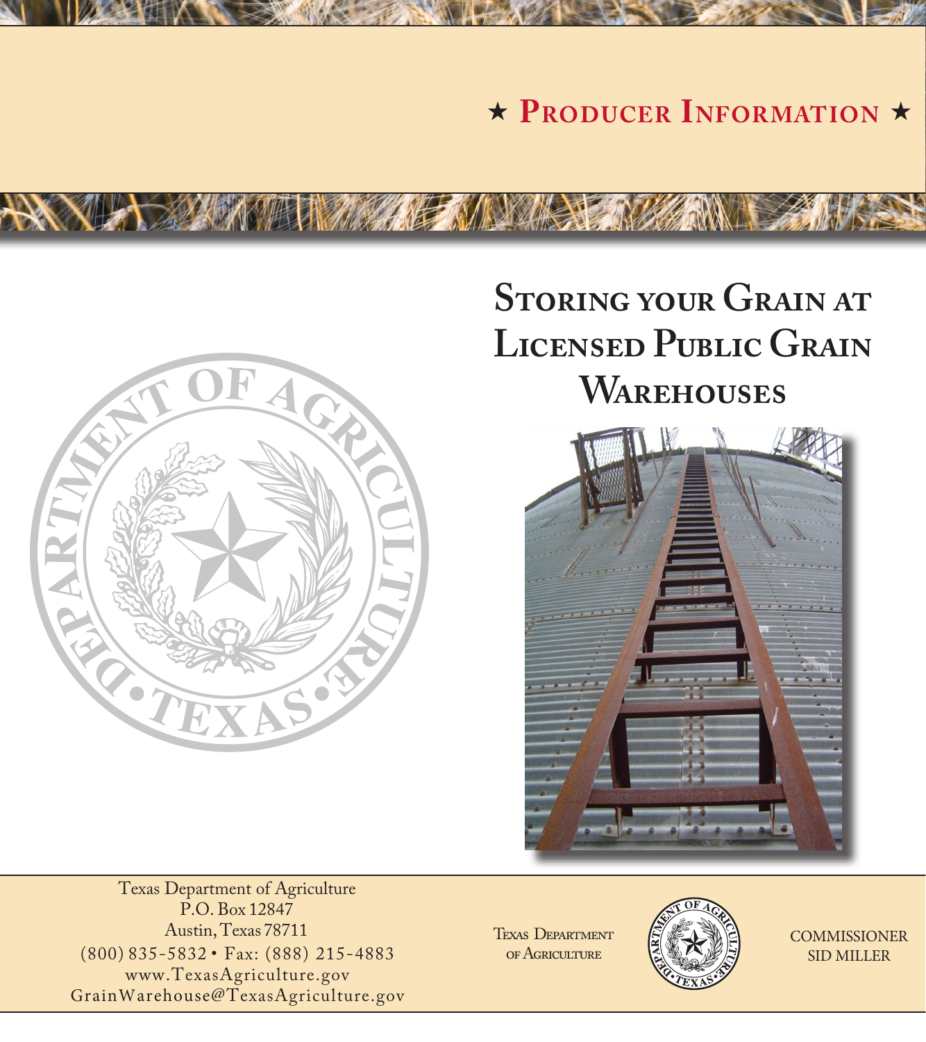★ **PRODUCER INFORMATION** ★

# Storing your Grain at Licensed Public Grain Warehouses

Texas Department of Agriculture
P.O. Box 12847
Austin, Texas 78711
(800) 835-5832 • Fax: (888) 215-4883
www.TexasAgriculture.gov
GrainWarehouse@TexasAgriculture.gov

Texas Department of Agriculture

Commissioner Sid Miller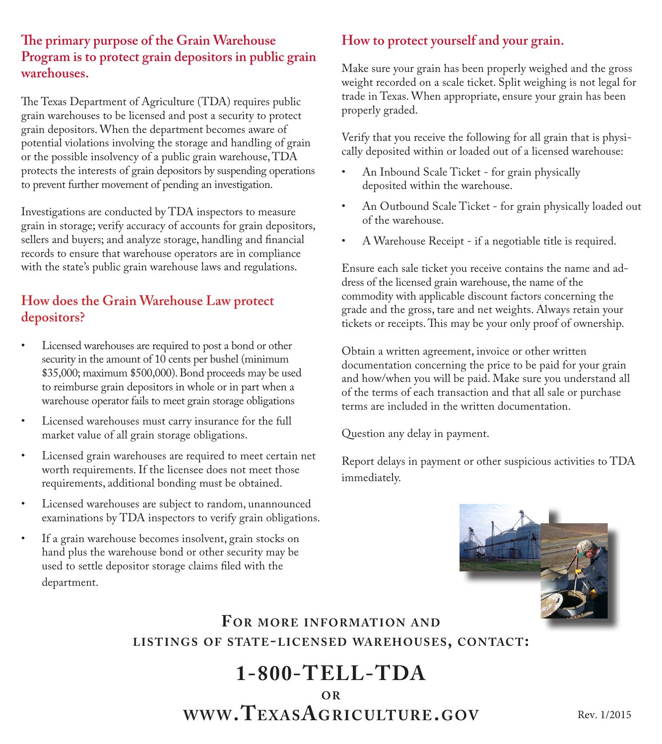## The primary purpose of the Grain Warehouse Program is to protect grain depositors in public grain warehouses.

The Texas Department of Agriculture (TDA) requires public grain warehouses to be licensed and post a security to protect grain depositors. When the department becomes aware of potential violations involving the storage and handling of grain or the possible insolvency of a public grain warehouse, TDA protects the interests of grain depositors by suspending operations to prevent further movement of pending an investigation.

Investigations are conducted by TDA inspectors to measure grain in storage; verify accuracy of accounts for grain depositors, sellers and buyers; and analyze storage, handling and financial records to ensure that warehouse operators are in compliance with the state's public grain warehouse laws and regulations.

## How does the Grain Warehouse Law protect depositors?

- Licensed warehouses are required to post a bond or other security in the amount of 10 cents per bushel (minimum $35,000; maximum $500,000). Bond proceeds may be used to reimburse grain depositors in whole or in part when a warehouse operator fails to meet grain storage obligations
- Licensed warehouses must carry insurance for the full market value of all grain storage obligations.
- Licensed grain warehouses are required to meet certain net worth requirements. If the licensee does not meet those requirements, additional bonding must be obtained.
- Licensed warehouses are subject to random, unannounced examinations by TDA inspectors to verify grain obligations.
- If a grain warehouse becomes insolvent, grain stocks on hand plus the warehouse bond or other security may be used to settle depositor storage claims filed with the department.

## How to protect yourself and your grain.

Make sure your grain has been properly weighed and the gross weight recorded on a scale ticket. Split weighing is not legal for trade in Texas. When appropriate, ensure your grain has been properly graded.

Verify that you receive the following for all grain that is physically deposited within or loaded out of a licensed warehouse:

- An Inbound Scale Ticket - for grain physically deposited within the warehouse.
- An Outbound Scale Ticket - for grain physically loaded out of the warehouse.
- A Warehouse Receipt - if a negotiable title is required.

Ensure each sale ticket you receive contains the name and address of the licensed grain warehouse, the name of the commodity with applicable discount factors concerning the grade and the gross, tare and net weights. Always retain your tickets or receipts. This may be your only proof of ownership.

Obtain a written agreement, invoice or other written documentation concerning the price to be paid for your grain and how/when you will be paid. Make sure you understand all of the terms of each transaction and that all sale or purchase terms are included in the written documentation.

Question any delay in payment.

Report delays in payment or other suspicious activities to TDA immediately.

**For more information and listings of state-licensed warehouses, contact:**

**1-800-TELL-TDA**

**or**

**www.TexasAgriculture.gov**

Rev. 1/2015